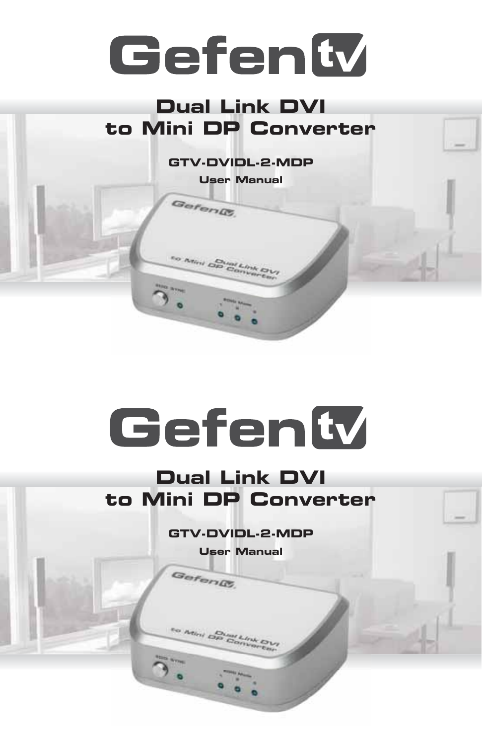# GefenTV

## Dual Link DVI to Mini DP Converter

**GTV-DVIDL-2-MDP**

**User Manual**

# GefenTV

## Dual Link DVI to Mini DP Converter

**GTV-DVIDL-2-MDP**

**User Manual**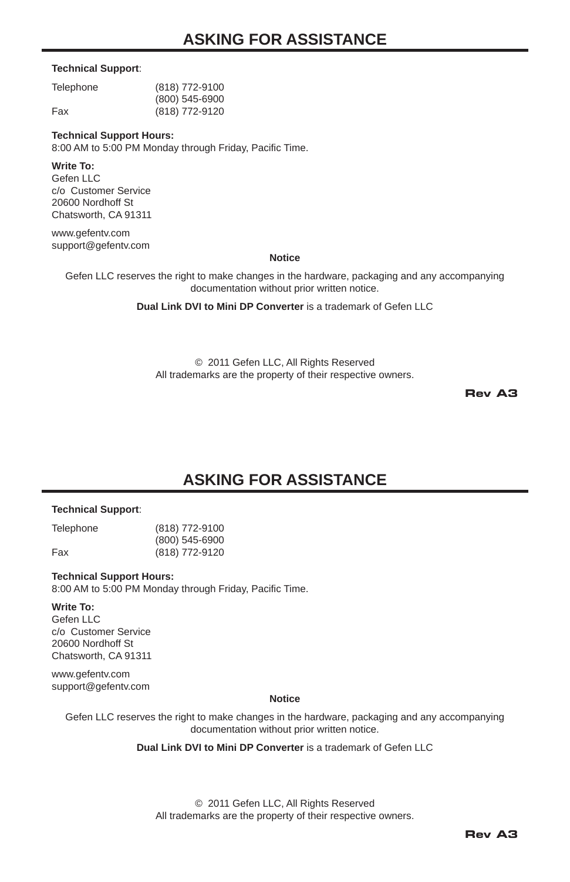# ASKING FOR ASSISTANCE

**Technical Support**:

| | |
|---|---|
| Telephone | (818) 772-9100 |
| | (800) 545-6900 |
| Fax | (818) 772-9120 |

**Technical Support Hours:**
8:00 AM to 5:00 PM Monday through Friday, Pacific Time.

**Write To:**
Gefen LLC
c/o Customer Service
20600 Nordhoff St
Chatsworth, CA 91311

www.gefentv.com
support@gefentv.com

**Notice**

Gefen LLC reserves the right to make changes in the hardware, packaging and any accompanying documentation without prior written notice.

**Dual Link DVI to Mini DP Converter** is a trademark of Gefen LLC

© 2011 Gefen LLC, All Rights Reserved
All trademarks are the property of their respective owners.

**Rev A3**

# ASKING FOR ASSISTANCE

**Technical Support**:

| | |
|---|---|
| Telephone | (818) 772-9100 |
| | (800) 545-6900 |
| Fax | (818) 772-9120 |

**Technical Support Hours:**
8:00 AM to 5:00 PM Monday through Friday, Pacific Time.

**Write To:**
Gefen LLC
c/o Customer Service
20600 Nordhoff St
Chatsworth, CA 91311

www.gefentv.com
support@gefentv.com

**Notice**

Gefen LLC reserves the right to make changes in the hardware, packaging and any accompanying documentation without prior written notice.

**Dual Link DVI to Mini DP Converter** is a trademark of Gefen LLC

© 2011 Gefen LLC, All Rights Reserved
All trademarks are the property of their respective owners.

**Rev A3**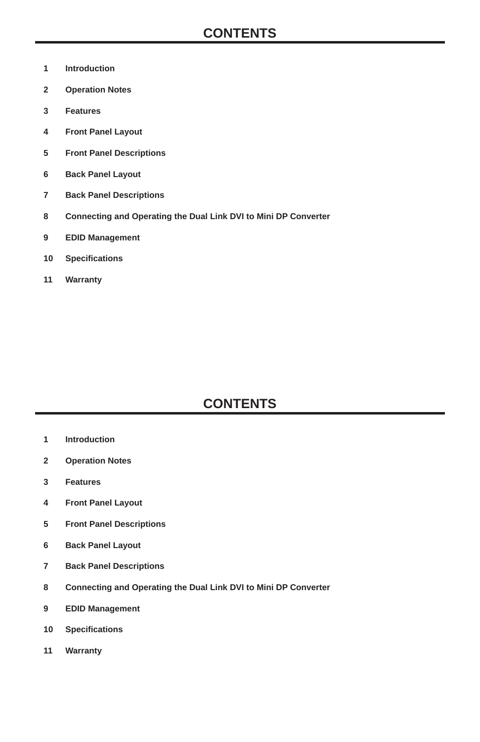# CONTENTS

1 Introduction

2 Operation Notes

3 Features

4 Front Panel Layout

5 Front Panel Descriptions

6 Back Panel Layout

7 Back Panel Descriptions

8 Connecting and Operating the Dual Link DVI to Mini DP Converter

9 EDID Management

10 Specifications

11 Warranty

# CONTENTS

1 Introduction

2 Operation Notes

3 Features

4 Front Panel Layout

5 Front Panel Descriptions

6 Back Panel Layout

7 Back Panel Descriptions

8 Connecting and Operating the Dual Link DVI to Mini DP Converter

9 EDID Management

10 Specifications

11 Warranty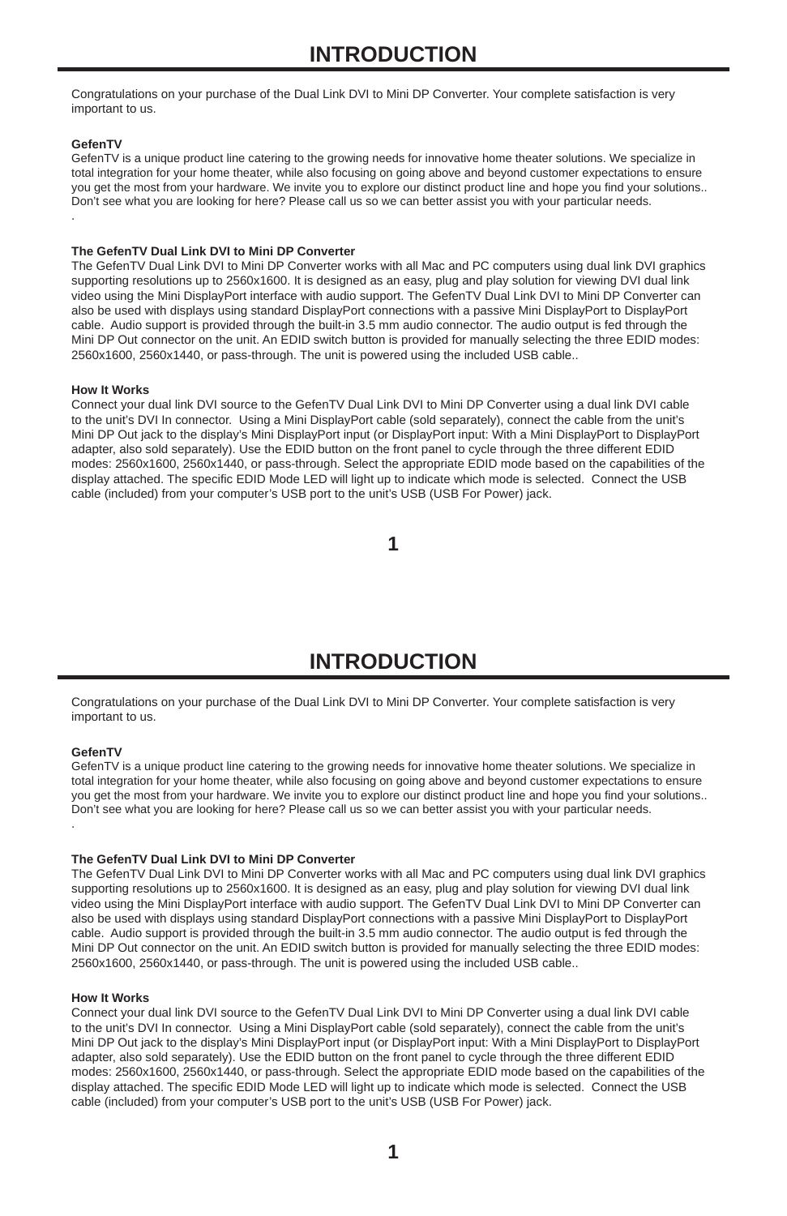# INTRODUCTION

Congratulations on your purchase of the Dual Link DVI to Mini DP Converter. Your complete satisfaction is very important to us.

**GefenTV**

GefenTV is a unique product line catering to the growing needs for innovative home theater solutions. We specialize in total integration for your home theater, while also focusing on going above and beyond customer expectations to ensure you get the most from your hardware. We invite you to explore our distinct product line and hope you find your solutions.. Don't see what you are looking for here? Please call us so we can better assist you with your particular needs.

.

**The GefenTV Dual Link DVI to Mini DP Converter**

The GefenTV Dual Link DVI to Mini DP Converter works with all Mac and PC computers using dual link DVI graphics supporting resolutions up to 2560x1600. It is designed as an easy, plug and play solution for viewing DVI dual link video using the Mini DisplayPort interface with audio support. The GefenTV Dual Link DVI to Mini DP Converter can also be used with displays using standard DisplayPort connections with a passive Mini DisplayPort to DisplayPort cable. Audio support is provided through the built-in 3.5 mm audio connector. The audio output is fed through the Mini DP Out connector on the unit. An EDID switch button is provided for manually selecting the three EDID modes: 2560x1600, 2560x1440, or pass-through. The unit is powered using the included USB cable..

**How It Works**

Connect your dual link DVI source to the GefenTV Dual Link DVI to Mini DP Converter using a dual link DVI cable to the unit's DVI In connector. Using a Mini DisplayPort cable (sold separately), connect the cable from the unit's Mini DP Out jack to the display's Mini DisplayPort input (or DisplayPort input: With a Mini DisplayPort to DisplayPort adapter, also sold separately). Use the EDID button on the front panel to cycle through the three different EDID modes: 2560x1600, 2560x1440, or pass-through. Select the appropriate EDID mode based on the capabilities of the display attached. The specific EDID Mode LED will light up to indicate which mode is selected. Connect the USB cable (included) from your computer's USB port to the unit's USB (USB For Power) jack.

# INTRODUCTION

Congratulations on your purchase of the Dual Link DVI to Mini DP Converter. Your complete satisfaction is very important to us.

**GefenTV**

GefenTV is a unique product line catering to the growing needs for innovative home theater solutions. We specialize in total integration for your home theater, while also focusing on going above and beyond customer expectations to ensure you get the most from your hardware. We invite you to explore our distinct product line and hope you find your solutions.. Don't see what you are looking for here? Please call us so we can better assist you with your particular needs.

.

**The GefenTV Dual Link DVI to Mini DP Converter**

The GefenTV Dual Link DVI to Mini DP Converter works with all Mac and PC computers using dual link DVI graphics supporting resolutions up to 2560x1600. It is designed as an easy, plug and play solution for viewing DVI dual link video using the Mini DisplayPort interface with audio support. The GefenTV Dual Link DVI to Mini DP Converter can also be used with displays using standard DisplayPort connections with a passive Mini DisplayPort to DisplayPort cable. Audio support is provided through the built-in 3.5 mm audio connector. The audio output is fed through the Mini DP Out connector on the unit. An EDID switch button is provided for manually selecting the three EDID modes: 2560x1600, 2560x1440, or pass-through. The unit is powered using the included USB cable..

**How It Works**

Connect your dual link DVI source to the GefenTV Dual Link DVI to Mini DP Converter using a dual link DVI cable to the unit's DVI In connector. Using a Mini DisplayPort cable (sold separately), connect the cable from the unit's Mini DP Out jack to the display's Mini DisplayPort input (or DisplayPort input: With a Mini DisplayPort to DisplayPort adapter, also sold separately). Use the EDID button on the front panel to cycle through the three different EDID modes: 2560x1600, 2560x1440, or pass-through. Select the appropriate EDID mode based on the capabilities of the display attached. The specific EDID Mode LED will light up to indicate which mode is selected. Connect the USB cable (included) from your computer's USB port to the unit's USB (USB For Power) jack.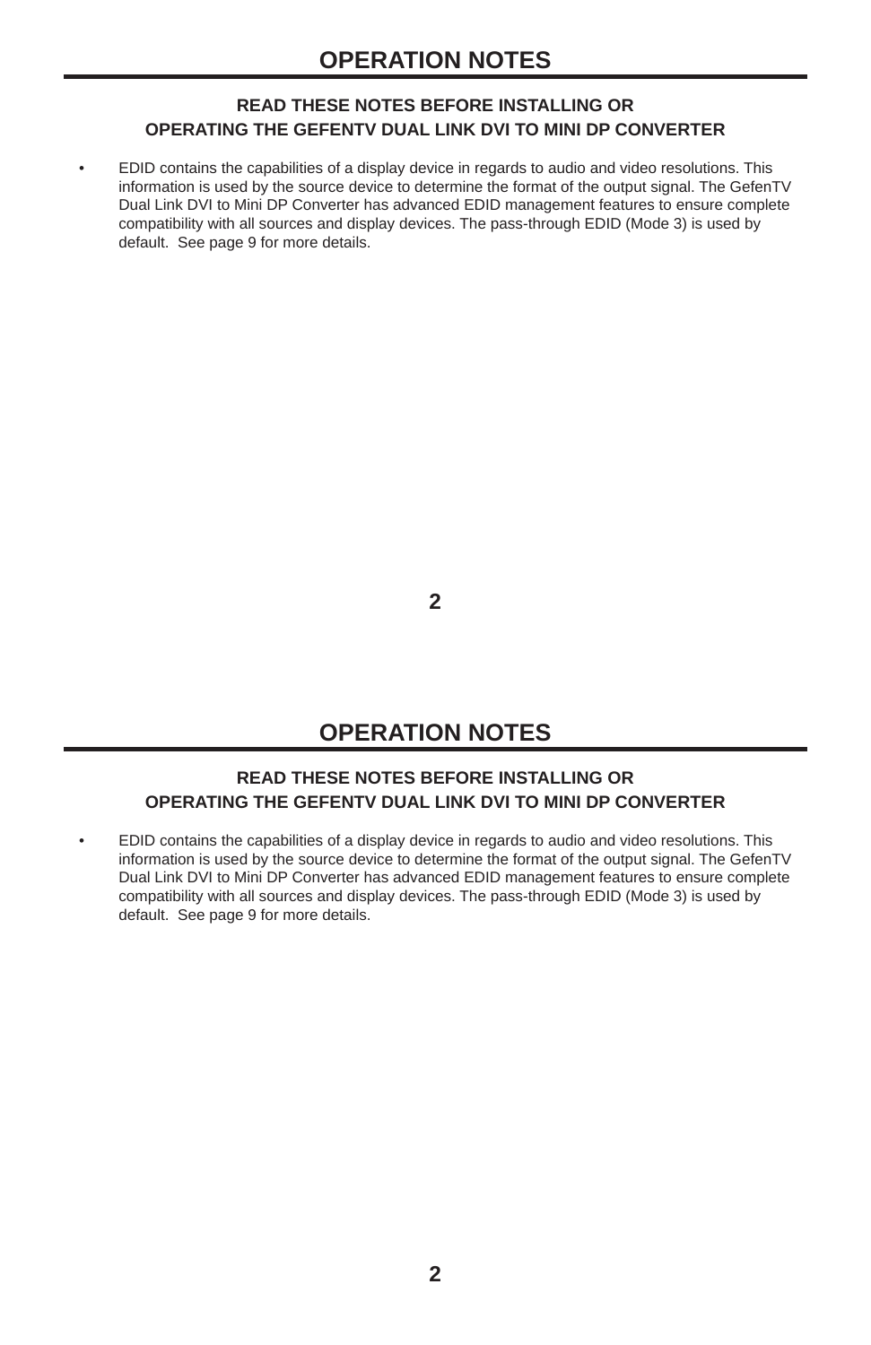# OPERATION NOTES

**READ THESE NOTES BEFORE INSTALLING OR OPERATING THE GEFENTV DUAL LINK DVI TO MINI DP CONVERTER**

- EDID contains the capabilities of a display device in regards to audio and video resolutions. This information is used by the source device to determine the format of the output signal. The GefenTV Dual Link DVI to Mini DP Converter has advanced EDID management features to ensure complete compatibility with all sources and display devices. The pass-through EDID (Mode 3) is used by default. See page 9 for more details.

# OPERATION NOTES

**READ THESE NOTES BEFORE INSTALLING OR OPERATING THE GEFENTV DUAL LINK DVI TO MINI DP CONVERTER**

- EDID contains the capabilities of a display device in regards to audio and video resolutions. This information is used by the source device to determine the format of the output signal. The GefenTV Dual Link DVI to Mini DP Converter has advanced EDID management features to ensure complete compatibility with all sources and display devices. The pass-through EDID (Mode 3) is used by default. See page 9 for more details.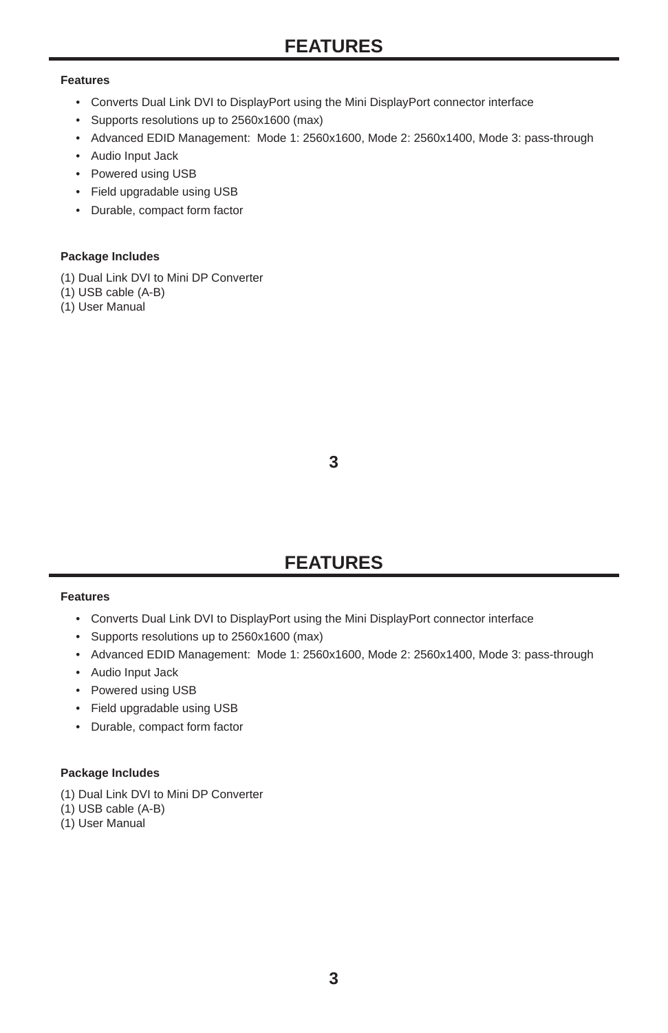# FEATURES

**Features**

- Converts Dual Link DVI to DisplayPort using the Mini DisplayPort connector interface
- Supports resolutions up to 2560x1600 (max)
- Advanced EDID Management:  Mode 1: 2560x1600, Mode 2: 2560x1400, Mode 3: pass-through
- Audio Input Jack
- Powered using USB
- Field upgradable using USB
- Durable, compact form factor

**Package Includes**

(1) Dual Link DVI to Mini DP Converter
(1) USB cable (A-B)
(1) User Manual

# FEATURES

**Features**

- Converts Dual Link DVI to DisplayPort using the Mini DisplayPort connector interface
- Supports resolutions up to 2560x1600 (max)
- Advanced EDID Management:  Mode 1: 2560x1600, Mode 2: 2560x1400, Mode 3: pass-through
- Audio Input Jack
- Powered using USB
- Field upgradable using USB
- Durable, compact form factor

**Package Includes**

(1) Dual Link DVI to Mini DP Converter
(1) USB cable (A-B)
(1) User Manual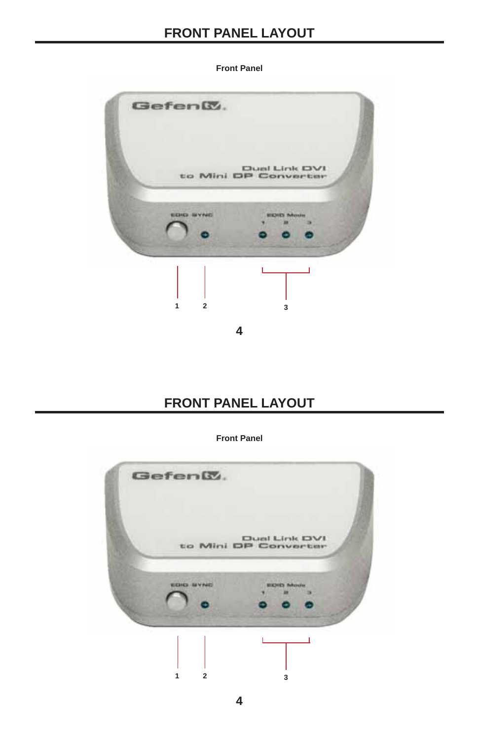## FRONT PANEL LAYOUT

**Front Panel**

1 2 3

## FRONT PANEL LAYOUT

**Front Panel**

1 2 3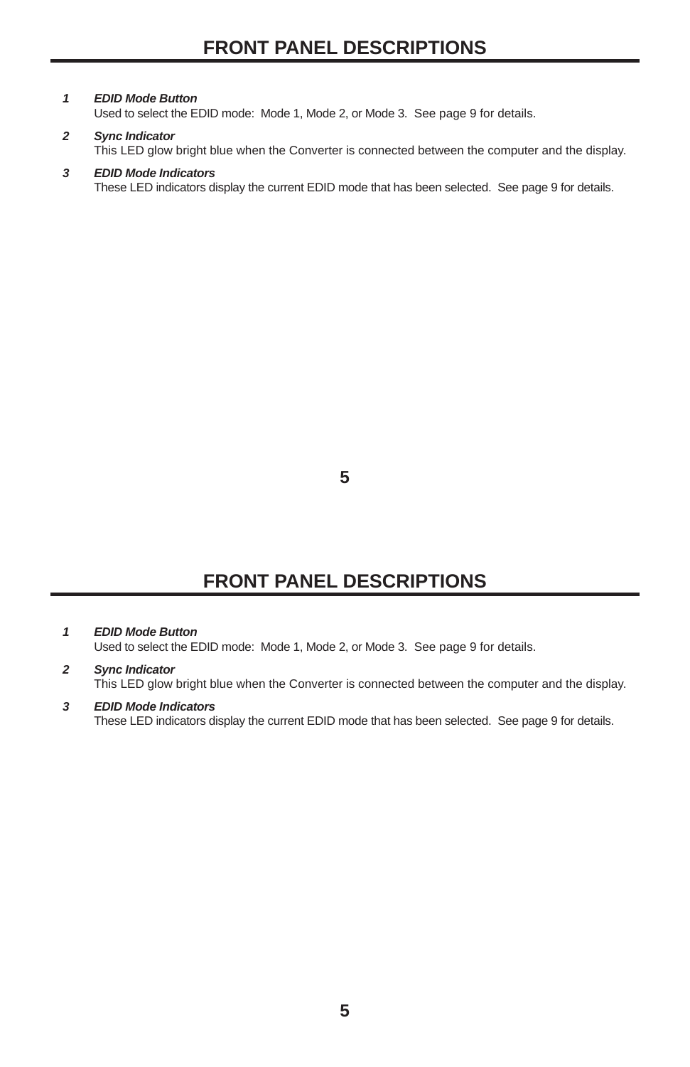## FRONT PANEL DESCRIPTIONS

1. ***EDID Mode Button***
   Used to select the EDID mode: Mode 1, Mode 2, or Mode 3. See page 9 for details.

2. ***Sync Indicator***
   This LED glow bright blue when the Converter is connected between the computer and the display.

3. ***EDID Mode Indicators***
   These LED indicators display the current EDID mode that has been selected. See page 9 for details.

## FRONT PANEL DESCRIPTIONS

1. ***EDID Mode Button***
   Used to select the EDID mode: Mode 1, Mode 2, or Mode 3. See page 9 for details.

2. ***Sync Indicator***
   This LED glow bright blue when the Converter is connected between the computer and the display.

3. ***EDID Mode Indicators***
   These LED indicators display the current EDID mode that has been selected. See page 9 for details.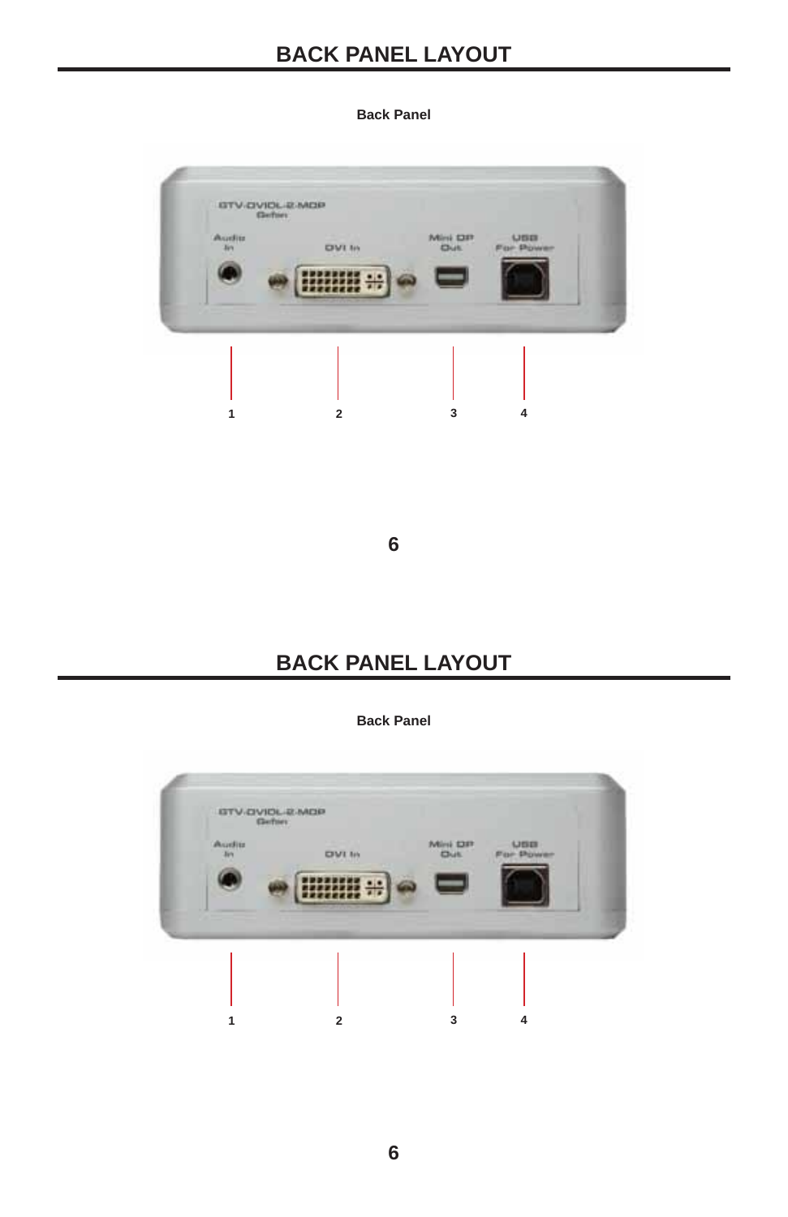## BACK PANEL LAYOUT

**Back Panel**

1 2 3 4

## BACK PANEL LAYOUT

**Back Panel**

1 2 3 4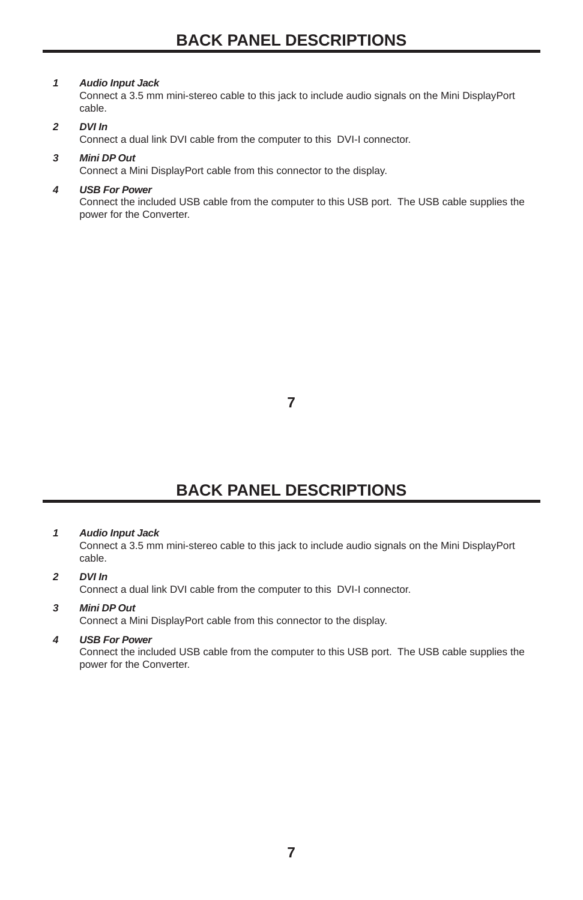# BACK PANEL DESCRIPTIONS

1. ***Audio Input Jack***
   Connect a 3.5 mm mini-stereo cable to this jack to include audio signals on the Mini DisplayPort cable.

2. ***DVI In***
   Connect a dual link DVI cable from the computer to this DVI-I connector.

3. ***Mini DP Out***
   Connect a Mini DisplayPort cable from this connector to the display.

4. ***USB For Power***
   Connect the included USB cable from the computer to this USB port. The USB cable supplies the power for the Converter.

# BACK PANEL DESCRIPTIONS

1. ***Audio Input Jack***
   Connect a 3.5 mm mini-stereo cable to this jack to include audio signals on the Mini DisplayPort cable.

2. ***DVI In***
   Connect a dual link DVI cable from the computer to this DVI-I connector.

3. ***Mini DP Out***
   Connect a Mini DisplayPort cable from this connector to the display.

4. ***USB For Power***
   Connect the included USB cable from the computer to this USB port. The USB cable supplies the power for the Converter.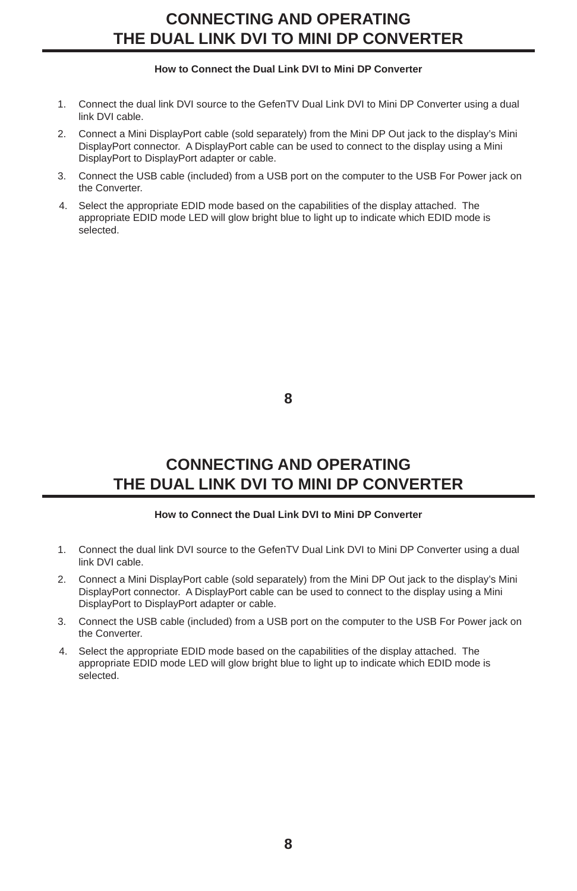# CONNECTING AND OPERATING THE DUAL LINK DVI TO MINI DP CONVERTER

**How to Connect the Dual Link DVI to Mini DP Converter**

1. Connect the dual link DVI source to the GefenTV Dual Link DVI to Mini DP Converter using a dual link DVI cable.
2. Connect a Mini DisplayPort cable (sold separately) from the Mini DP Out jack to the display's Mini DisplayPort connector. A DisplayPort cable can be used to connect to the display using a Mini DisplayPort to DisplayPort adapter or cable.
3. Connect the USB cable (included) from a USB port on the computer to the USB For Power jack on the Converter.
4. Select the appropriate EDID mode based on the capabilities of the display attached. The appropriate EDID mode LED will glow bright blue to light up to indicate which EDID mode is selected.

# CONNECTING AND OPERATING THE DUAL LINK DVI TO MINI DP CONVERTER

**How to Connect the Dual Link DVI to Mini DP Converter**

1. Connect the dual link DVI source to the GefenTV Dual Link DVI to Mini DP Converter using a dual link DVI cable.
2. Connect a Mini DisplayPort cable (sold separately) from the Mini DP Out jack to the display's Mini DisplayPort connector. A DisplayPort cable can be used to connect to the display using a Mini DisplayPort to DisplayPort adapter or cable.
3. Connect the USB cable (included) from a USB port on the computer to the USB For Power jack on the Converter.
4. Select the appropriate EDID mode based on the capabilities of the display attached. The appropriate EDID mode LED will glow bright blue to light up to indicate which EDID mode is selected.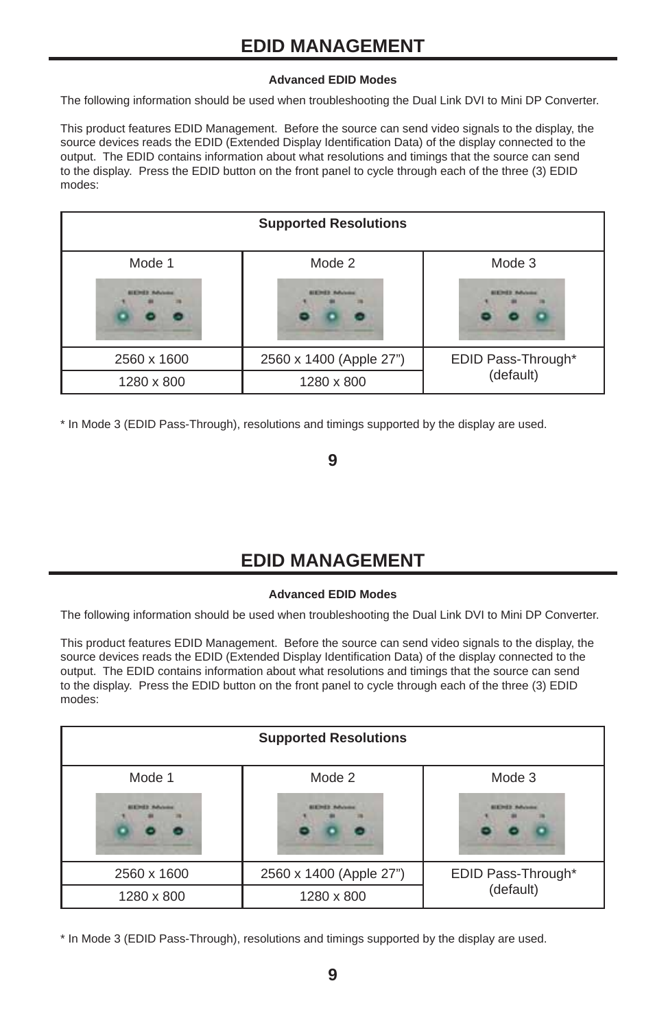# EDID MANAGEMENT

### Advanced EDID Modes

The following information should be used when troubleshooting the Dual Link DVI to Mini DP Converter.

This product features EDID Management. Before the source can send video signals to the display, the source devices reads the EDID (Extended Display Identification Data) of the display connected to the output. The EDID contains information about what resolutions and timings that the source can send to the display. Press the EDID button on the front panel to cycle through each of the three (3) EDID modes:

| Supported Resolutions | | |
|---|---|---|
| Mode 1 | Mode 2 | Mode 3 |
| 2560 x 1600 | 2560 x 1400 (Apple 27”) | EDID Pass-Through* (default) |
| 1280 x 800 | 1280 x 800 | |

\* In Mode 3 (EDID Pass-Through), resolutions and timings supported by the display are used.

# EDID MANAGEMENT

### Advanced EDID Modes

The following information should be used when troubleshooting the Dual Link DVI to Mini DP Converter.

This product features EDID Management. Before the source can send video signals to the display, the source devices reads the EDID (Extended Display Identification Data) of the display connected to the output. The EDID contains information about what resolutions and timings that the source can send to the display. Press the EDID button on the front panel to cycle through each of the three (3) EDID modes:

| Supported Resolutions | | |
|---|---|---|
| Mode 1 | Mode 2 | Mode 3 |
| 2560 x 1600 | 2560 x 1400 (Apple 27”) | EDID Pass-Through* (default) |
| 1280 x 800 | 1280 x 800 | |

\* In Mode 3 (EDID Pass-Through), resolutions and timings supported by the display are used.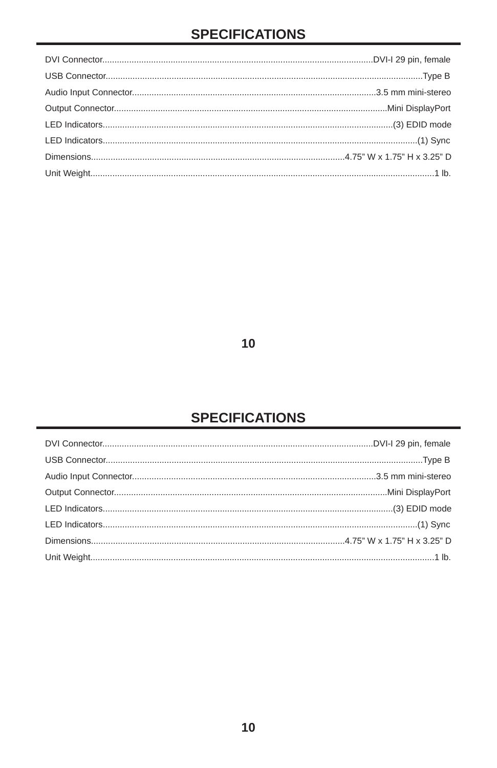## SPECIFICATIONS

| Item | Specification |
|---|---|
| DVI Connector | DVI-I 29 pin, female |
| USB Connector | Type B |
| Audio Input Connector | 3.5 mm mini-stereo |
| Output Connector | Mini DisplayPort |
| LED Indicators | (3) EDID mode |
| LED Indicators | (1) Sync |
| Dimensions | 4.75” W x 1.75” H x 3.25” D |
| Unit Weight | 1 lb. |

## SPECIFICATIONS

| Item | Specification |
|---|---|
| DVI Connector | DVI-I 29 pin, female |
| USB Connector | Type B |
| Audio Input Connector | 3.5 mm mini-stereo |
| Output Connector | Mini DisplayPort |
| LED Indicators | (3) EDID mode |
| LED Indicators | (1) Sync |
| Dimensions | 4.75” W x 1.75” H x 3.25” D |
| Unit Weight | 1 lb. |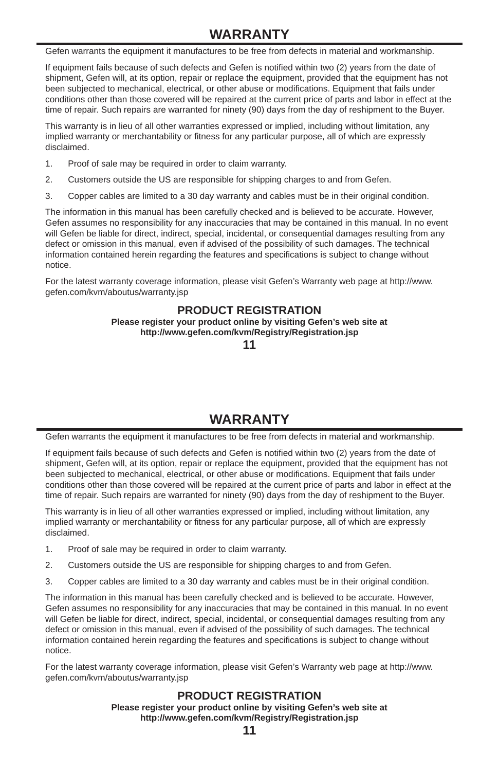# WARRANTY

Gefen warrants the equipment it manufactures to be free from defects in material and workmanship.

If equipment fails because of such defects and Gefen is notified within two (2) years from the date of shipment, Gefen will, at its option, repair or replace the equipment, provided that the equipment has not been subjected to mechanical, electrical, or other abuse or modifications. Equipment that fails under conditions other than those covered will be repaired at the current price of parts and labor in effect at the time of repair. Such repairs are warranted for ninety (90) days from the day of reshipment to the Buyer.

This warranty is in lieu of all other warranties expressed or implied, including without limitation, any implied warranty or merchantability or fitness for any particular purpose, all of which are expressly disclaimed.

1. Proof of sale may be required in order to claim warranty.
2. Customers outside the US are responsible for shipping charges to and from Gefen.
3. Copper cables are limited to a 30 day warranty and cables must be in their original condition.

The information in this manual has been carefully checked and is believed to be accurate. However, Gefen assumes no responsibility for any inaccuracies that may be contained in this manual. In no event will Gefen be liable for direct, indirect, special, incidental, or consequential damages resulting from any defect or omission in this manual, even if advised of the possibility of such damages. The technical information contained herein regarding the features and specifications is subject to change without notice.

For the latest warranty coverage information, please visit Gefen's Warranty web page at http://www.gefen.com/kvm/aboutus/warranty.jsp

## PRODUCT REGISTRATION

**Please register your product online by visiting Gefen's web site at http://www.gefen.com/kvm/Registry/Registration.jsp**

# WARRANTY

Gefen warrants the equipment it manufactures to be free from defects in material and workmanship.

If equipment fails because of such defects and Gefen is notified within two (2) years from the date of shipment, Gefen will, at its option, repair or replace the equipment, provided that the equipment has not been subjected to mechanical, electrical, or other abuse or modifications. Equipment that fails under conditions other than those covered will be repaired at the current price of parts and labor in effect at the time of repair. Such repairs are warranted for ninety (90) days from the day of reshipment to the Buyer.

This warranty is in lieu of all other warranties expressed or implied, including without limitation, any implied warranty or merchantability or fitness for any particular purpose, all of which are expressly disclaimed.

1. Proof of sale may be required in order to claim warranty.
2. Customers outside the US are responsible for shipping charges to and from Gefen.
3. Copper cables are limited to a 30 day warranty and cables must be in their original condition.

The information in this manual has been carefully checked and is believed to be accurate. However, Gefen assumes no responsibility for any inaccuracies that may be contained in this manual. In no event will Gefen be liable for direct, indirect, special, incidental, or consequential damages resulting from any defect or omission in this manual, even if advised of the possibility of such damages. The technical information contained herein regarding the features and specifications is subject to change without notice.

For the latest warranty coverage information, please visit Gefen's Warranty web page at http://www.gefen.com/kvm/aboutus/warranty.jsp

## PRODUCT REGISTRATION

**Please register your product online by visiting Gefen's web site at http://www.gefen.com/kvm/Registry/Registration.jsp**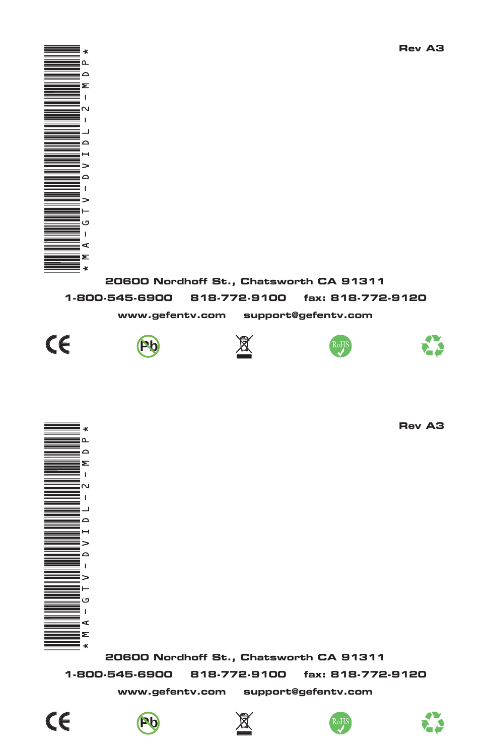*MA-GTV-DVIDL-2-MDP*

Rev A3

**20600 Nordhoff St., Chatsworth CA 91311**

**1-800-545-6900 818-772-9100 fax: 818-772-9120**

**www.gefentv.com support@gefentv.com**

*MA-GTV-DVIDL-2-MDP*

Rev A3

**20600 Nordhoff St., Chatsworth CA 91311**

**1-800-545-6900 818-772-9100 fax: 818-772-9120**

**www.gefentv.com support@gefentv.com**